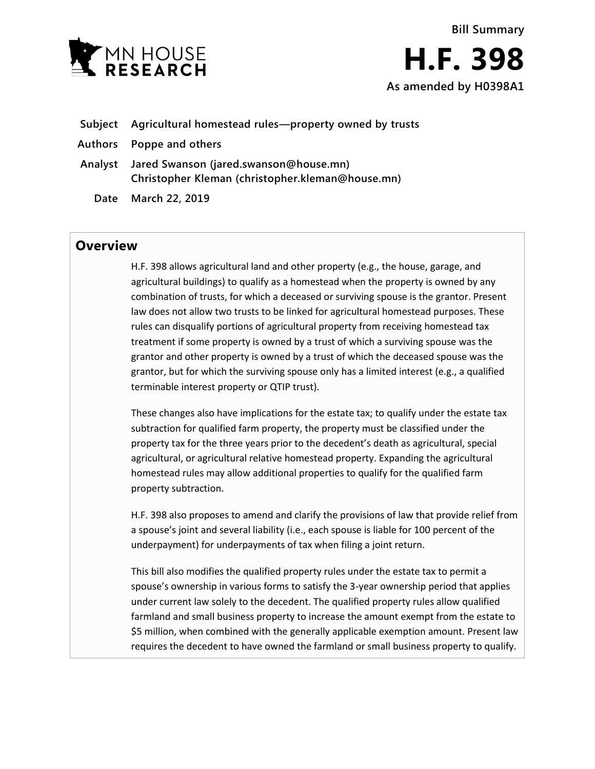MN HOUSE RESEARCH

**Bill Summary**

# H.F. 398

**As amended by H0398A1**

| | |
|---|---|
| **Subject** | **Agricultural homestead rules—property owned by trusts** |
| **Authors** | **Poppe and others** |
| **Analyst** | **Jared Swanson (jared.swanson@house.mn)** **Christopher Kleman (christopher.kleman@house.mn)** |
| **Date** | **March 22, 2019** |

## Overview

H.F. 398 allows agricultural land and other property (e.g., the house, garage, and agricultural buildings) to qualify as a homestead when the property is owned by any combination of trusts, for which a deceased or surviving spouse is the grantor. Present law does not allow two trusts to be linked for agricultural homestead purposes. These rules can disqualify portions of agricultural property from receiving homestead tax treatment if some property is owned by a trust of which a surviving spouse was the grantor and other property is owned by a trust of which the deceased spouse was the grantor, but for which the surviving spouse only has a limited interest (e.g., a qualified terminable interest property or QTIP trust).

These changes also have implications for the estate tax; to qualify under the estate tax subtraction for qualified farm property, the property must be classified under the property tax for the three years prior to the decedent's death as agricultural, special agricultural, or agricultural relative homestead property. Expanding the agricultural homestead rules may allow additional properties to qualify for the qualified farm property subtraction.

H.F. 398 also proposes to amend and clarify the provisions of law that provide relief from a spouse's joint and several liability (i.e., each spouse is liable for 100 percent of the underpayment) for underpayments of tax when filing a joint return.

This bill also modifies the qualified property rules under the estate tax to permit a spouse's ownership in various forms to satisfy the 3-year ownership period that applies under current law solely to the decedent. The qualified property rules allow qualified farmland and small business property to increase the amount exempt from the estate to $5 million, when combined with the generally applicable exemption amount. Present law requires the decedent to have owned the farmland or small business property to qualify.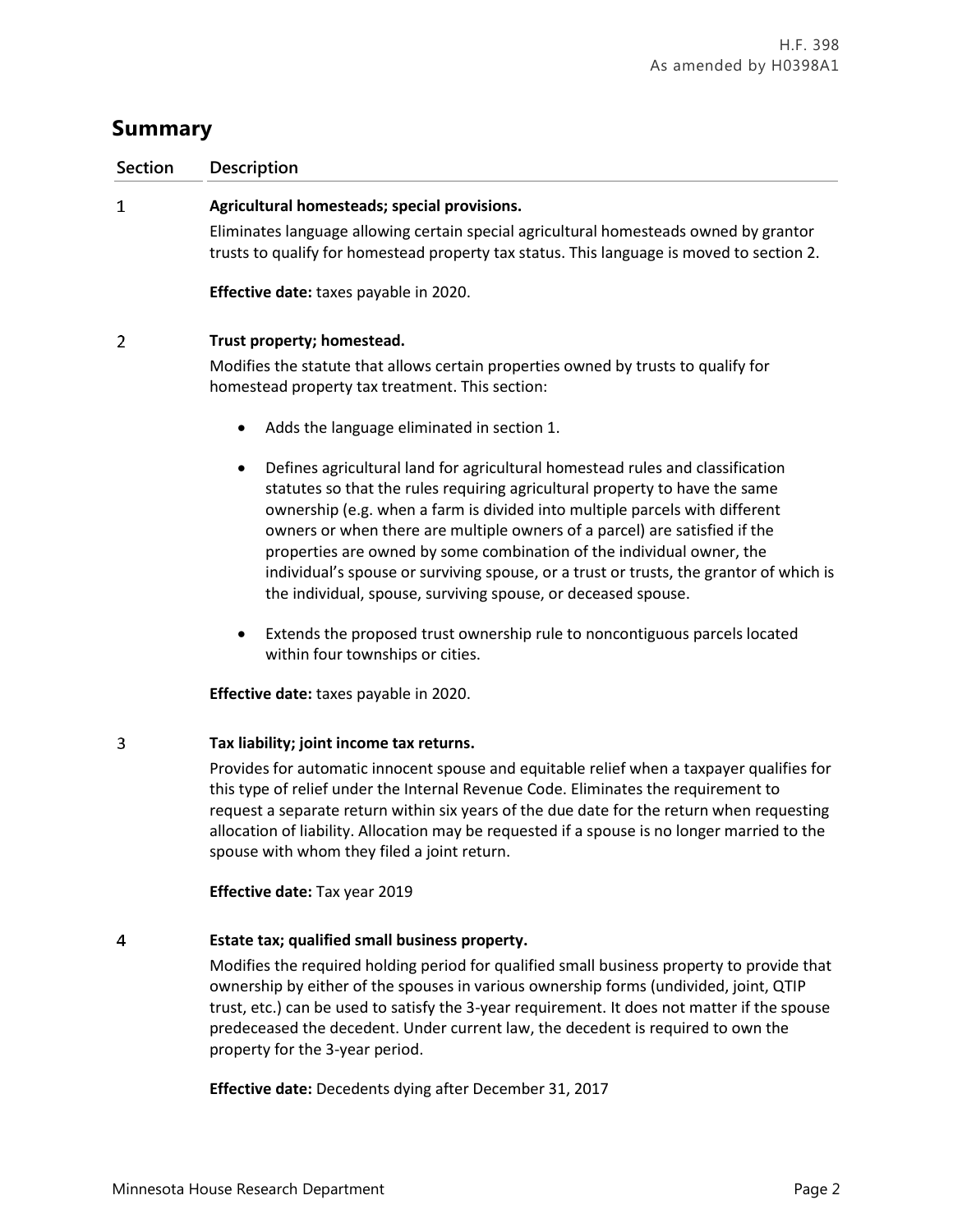## Summary

| Section | Description |
|---|---|
| 1 | **Agricultural homesteads; special provisions.**<br>Eliminates language allowing certain special agricultural homesteads owned by grantor trusts to qualify for homestead property tax status. This language is moved to section 2.<br><br>**Effective date:** taxes payable in 2020. |
| 2 | **Trust property; homestead.**<br>Modifies the statute that allows certain properties owned by trusts to qualify for homestead property tax treatment. This section:<br><br>• Adds the language eliminated in section 1.<br><br>• Defines agricultural land for agricultural homestead rules and classification statutes so that the rules requiring agricultural property to have the same ownership (e.g. when a farm is divided into multiple parcels with different owners or when there are multiple owners of a parcel) are satisfied if the properties are owned by some combination of the individual owner, the individual's spouse or surviving spouse, or a trust or trusts, the grantor of which is the individual, spouse, surviving spouse, or deceased spouse.<br><br>• Extends the proposed trust ownership rule to noncontiguous parcels located within four townships or cities.<br><br>**Effective date:** taxes payable in 2020. |
| 3 | **Tax liability; joint income tax returns.**<br>Provides for automatic innocent spouse and equitable relief when a taxpayer qualifies for this type of relief under the Internal Revenue Code. Eliminates the requirement to request a separate return within six years of the due date for the return when requesting allocation of liability. Allocation may be requested if a spouse is no longer married to the spouse with whom they filed a joint return.<br><br>**Effective date:** Tax year 2019 |
| 4 | **Estate tax; qualified small business property.**<br>Modifies the required holding period for qualified small business property to provide that ownership by either of the spouses in various ownership forms (undivided, joint, QTIP trust, etc.) can be used to satisfy the 3-year requirement. It does not matter if the spouse predeceased the decedent. Under current law, the decedent is required to own the property for the 3-year period.<br><br>**Effective date:** Decedents dying after December 31, 2017 |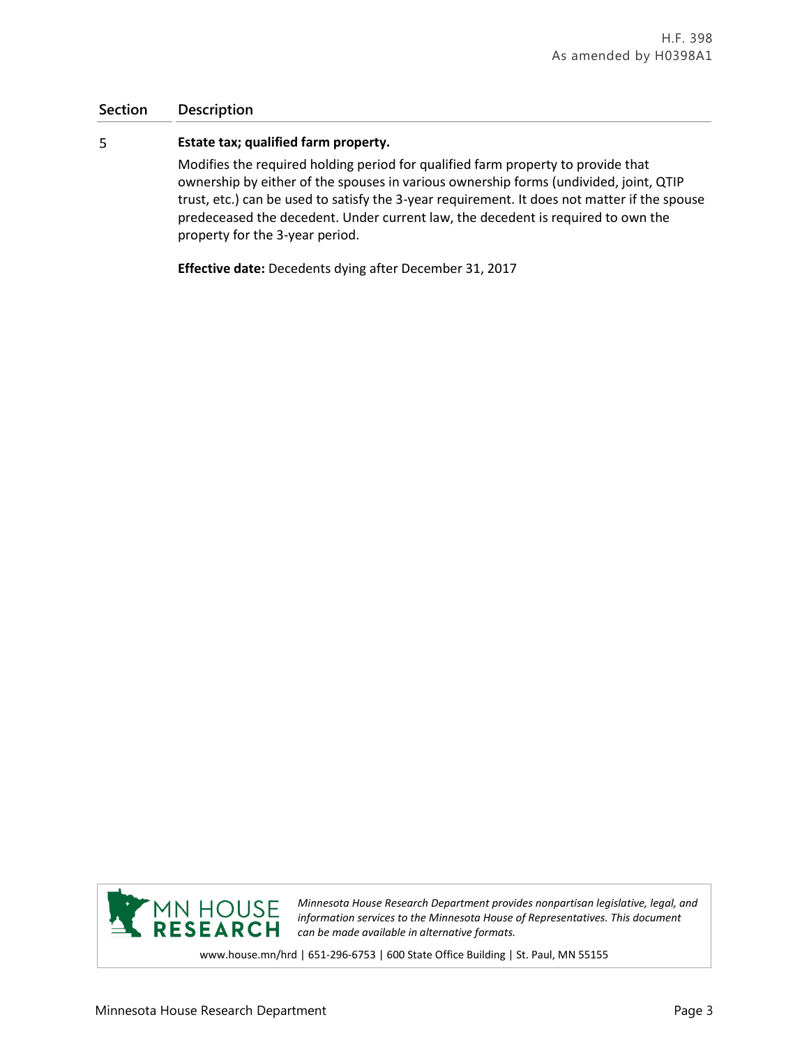| Section | Description |
|---|---|
| 5 | **Estate tax; qualified farm property.**<br>Modifies the required holding period for qualified farm property to provide that ownership by either of the spouses in various ownership forms (undivided, joint, QTIP trust, etc.) can be used to satisfy the 3-year requirement. It does not matter if the spouse predeceased the decedent. Under current law, the decedent is required to own the property for the 3-year period.<br><br>**Effective date:** Decedents dying after December 31, 2017 |

MN HOUSE RESEARCH

*Minnesota House Research Department provides nonpartisan legislative, legal, and information services to the Minnesota House of Representatives. This document can be made available in alternative formats.*

www.house.mn/hrd | 651-296-6753 | 600 State Office Building | St. Paul, MN 55155